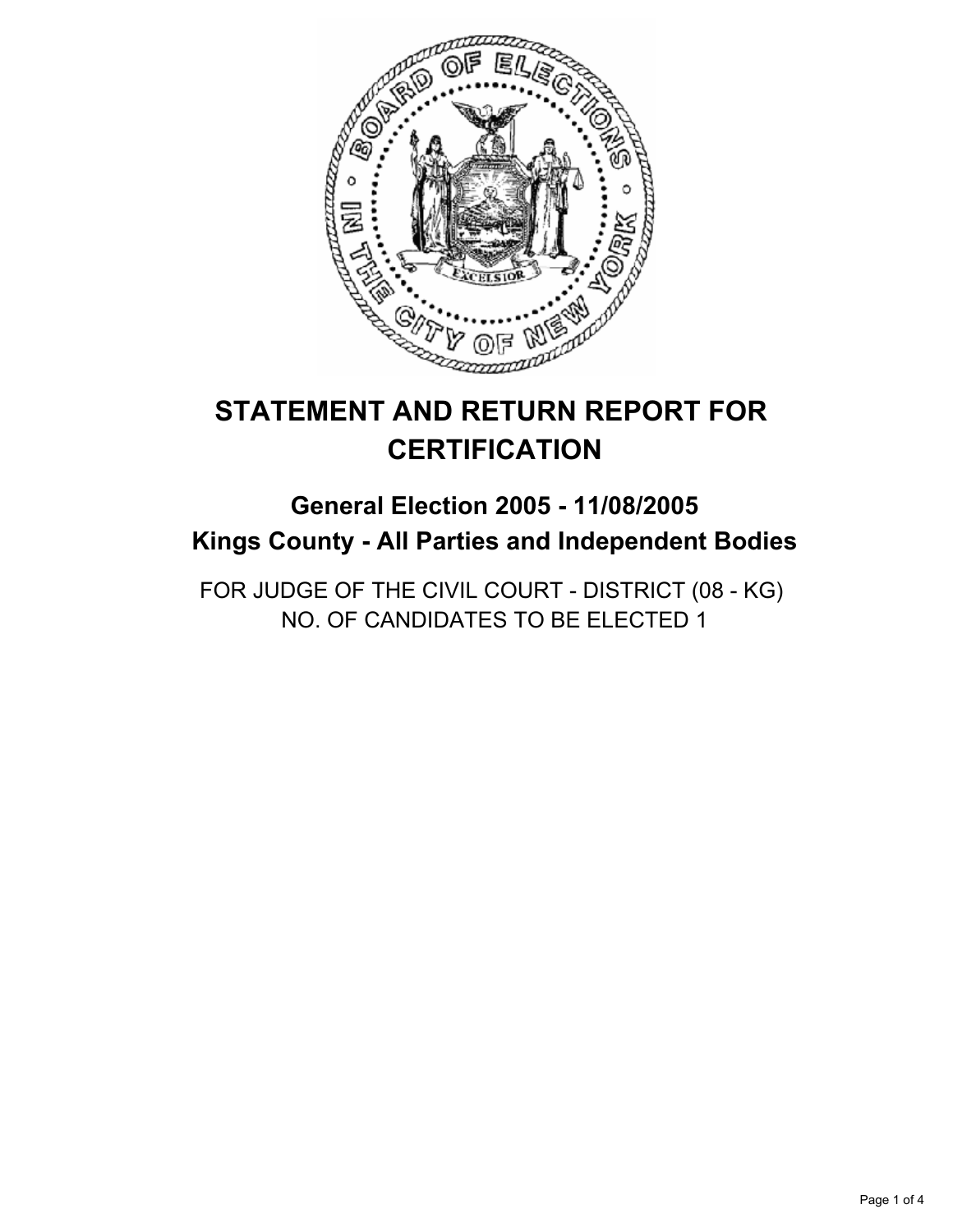# STATEMENT AND RETURN REPORT FOR CERTIFICATION

## General Election 2005 - 11/08/2005
## Kings County - All Parties and Independent Bodies

FOR JUDGE OF THE CIVIL COURT - DISTRICT (08 - KG)
NO. OF CANDIDATES TO BE ELECTED 1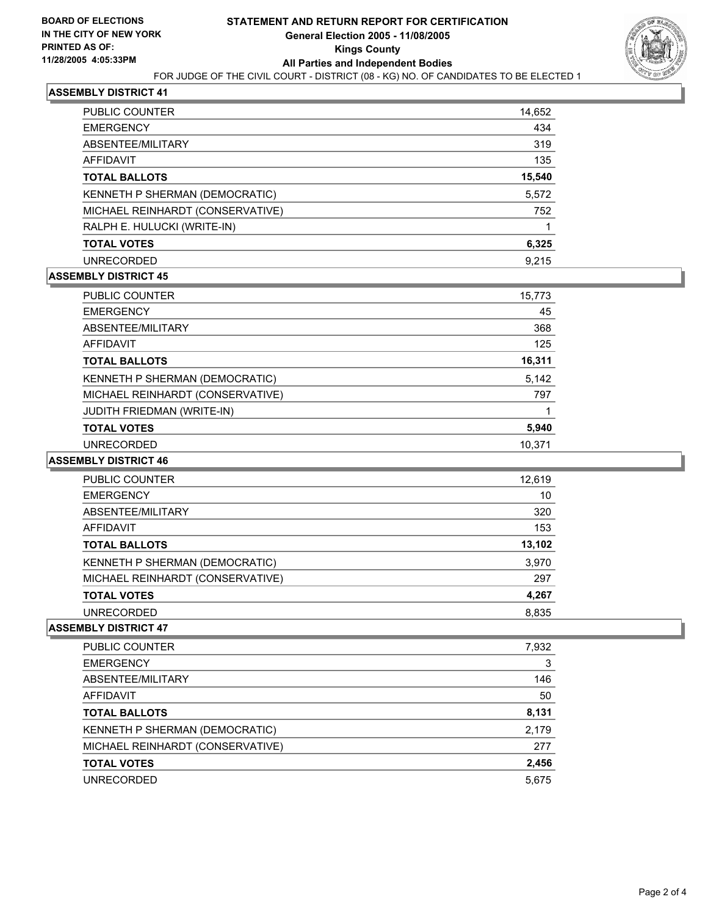**BOARD OF ELECTIONS IN THE CITY OF NEW YORK**
**PRINTED AS OF:**
**11/28/2005 4:05:33PM**

# STATEMENT AND RETURN REPORT FOR CERTIFICATION
## General Election 2005 - 11/08/2005
## Kings County
## All Parties and Independent Bodies

FOR JUDGE OF THE CIVIL COURT - DISTRICT (08 - KG) NO. OF CANDIDATES TO BE ELECTED 1

### ASSEMBLY DISTRICT 41

| | |
|---|---|
| PUBLIC COUNTER | 14,652 |
| EMERGENCY | 434 |
| ABSENTEE/MILITARY | 319 |
| AFFIDAVIT | 135 |
| **TOTAL BALLOTS** | **15,540** |
| KENNETH P SHERMAN (DEMOCRATIC) | 5,572 |
| MICHAEL REINHARDT (CONSERVATIVE) | 752 |
| RALPH E. HULUCKI (WRITE-IN) | 1 |
| **TOTAL VOTES** | **6,325** |
| UNRECORDED | 9,215 |

### ASSEMBLY DISTRICT 45

| | |
|---|---|
| PUBLIC COUNTER | 15,773 |
| EMERGENCY | 45 |
| ABSENTEE/MILITARY | 368 |
| AFFIDAVIT | 125 |
| **TOTAL BALLOTS** | **16,311** |
| KENNETH P SHERMAN (DEMOCRATIC) | 5,142 |
| MICHAEL REINHARDT (CONSERVATIVE) | 797 |
| JUDITH FRIEDMAN (WRITE-IN) | 1 |
| **TOTAL VOTES** | **5,940** |
| UNRECORDED | 10,371 |

### ASSEMBLY DISTRICT 46

| | |
|---|---|
| PUBLIC COUNTER | 12,619 |
| EMERGENCY | 10 |
| ABSENTEE/MILITARY | 320 |
| AFFIDAVIT | 153 |
| **TOTAL BALLOTS** | **13,102** |
| KENNETH P SHERMAN (DEMOCRATIC) | 3,970 |
| MICHAEL REINHARDT (CONSERVATIVE) | 297 |
| **TOTAL VOTES** | **4,267** |
| UNRECORDED | 8,835 |

### ASSEMBLY DISTRICT 47

| | |
|---|---|
| PUBLIC COUNTER | 7,932 |
| EMERGENCY | 3 |
| ABSENTEE/MILITARY | 146 |
| AFFIDAVIT | 50 |
| **TOTAL BALLOTS** | **8,131** |
| KENNETH P SHERMAN (DEMOCRATIC) | 2,179 |
| MICHAEL REINHARDT (CONSERVATIVE) | 277 |
| **TOTAL VOTES** | **2,456** |
| UNRECORDED | 5,675 |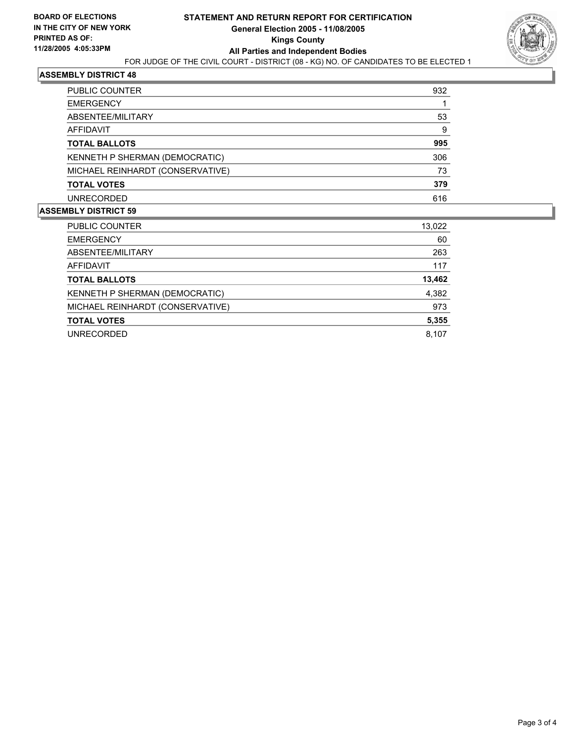**BOARD OF ELECTIONS IN THE CITY OF NEW YORK PRINTED AS OF: 11/28/2005 4:05:33PM**

# STATEMENT AND RETURN REPORT FOR CERTIFICATION
## General Election 2005 - 11/08/2005
## Kings County
## All Parties and Independent Bodies

FOR JUDGE OF THE CIVIL COURT - DISTRICT (08 - KG) NO. OF CANDIDATES TO BE ELECTED 1

### ASSEMBLY DISTRICT 48

| | |
|---|---|
| PUBLIC COUNTER | 932 |
| EMERGENCY | 1 |
| ABSENTEE/MILITARY | 53 |
| AFFIDAVIT | 9 |
| **TOTAL BALLOTS** | **995** |
| KENNETH P SHERMAN (DEMOCRATIC) | 306 |
| MICHAEL REINHARDT (CONSERVATIVE) | 73 |
| **TOTAL VOTES** | **379** |
| UNRECORDED | 616 |

### ASSEMBLY DISTRICT 59

| | |
|---|---|
| PUBLIC COUNTER | 13,022 |
| EMERGENCY | 60 |
| ABSENTEE/MILITARY | 263 |
| AFFIDAVIT | 117 |
| **TOTAL BALLOTS** | **13,462** |
| KENNETH P SHERMAN (DEMOCRATIC) | 4,382 |
| MICHAEL REINHARDT (CONSERVATIVE) | 973 |
| **TOTAL VOTES** | **5,355** |
| UNRECORDED | 8,107 |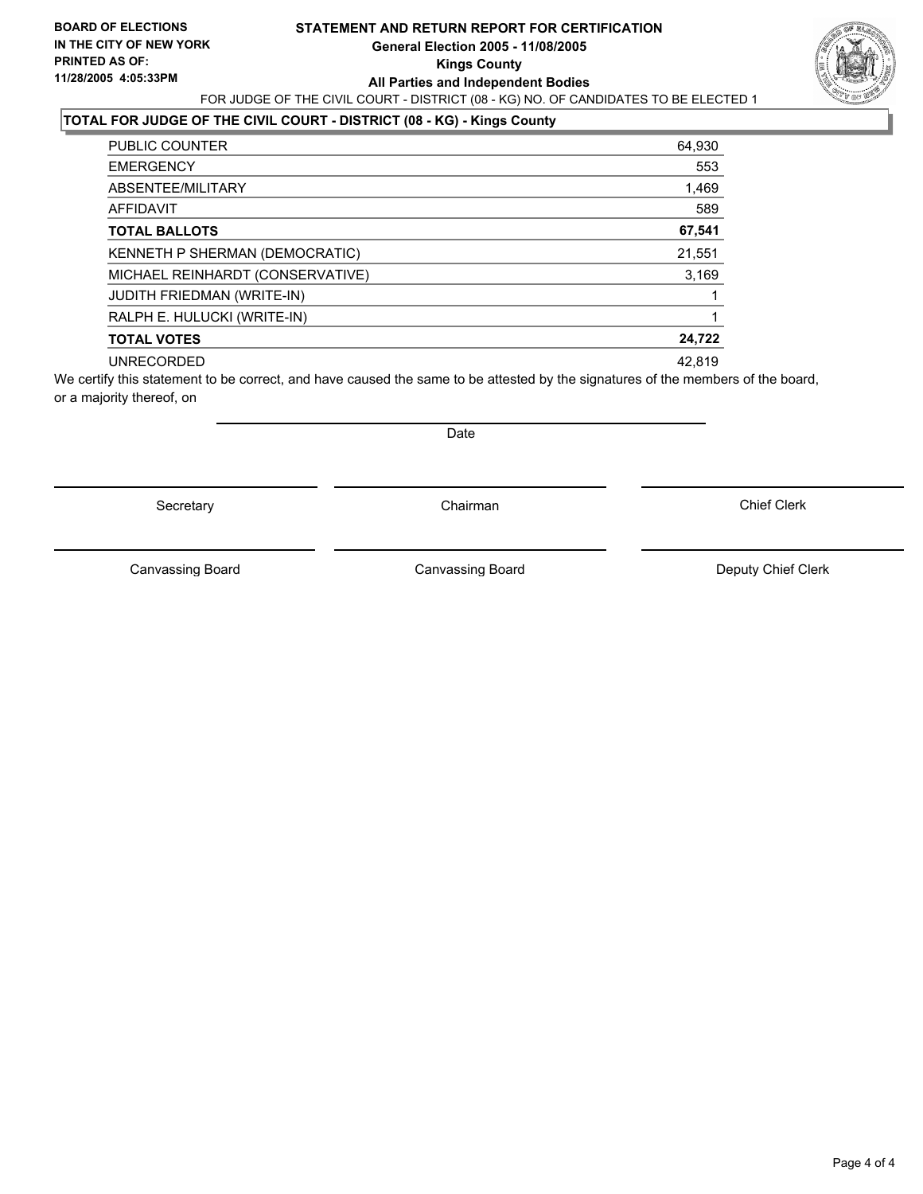**BOARD OF ELECTIONS IN THE CITY OF NEW YORK PRINTED AS OF: 11/28/2005 4:05:33PM**

# STATEMENT AND RETURN REPORT FOR CERTIFICATION

**General Election 2005 - 11/08/2005**
**Kings County**
**All Parties and Independent Bodies**

FOR JUDGE OF THE CIVIL COURT - DISTRICT (08 - KG) NO. OF CANDIDATES TO BE ELECTED 1

## TOTAL FOR JUDGE OF THE CIVIL COURT - DISTRICT (08 - KG) - Kings County

| | |
|---|---|
| PUBLIC COUNTER | 64,930 |
| EMERGENCY | 553 |
| ABSENTEE/MILITARY | 1,469 |
| AFFIDAVIT | 589 |
| **TOTAL BALLOTS** | **67,541** |
| KENNETH P SHERMAN (DEMOCRATIC) | 21,551 |
| MICHAEL REINHARDT (CONSERVATIVE) | 3,169 |
| JUDITH FRIEDMAN (WRITE-IN) | 1 |
| RALPH E. HULUCKI (WRITE-IN) | 1 |
| **TOTAL VOTES** | **24,722** |
| UNRECORDED | 42,819 |

We certify this statement to be correct, and have caused the same to be attested by the signatures of the members of the board, or a majority thereof, on

Date

Secretary

Chairman

Chief Clerk

Canvassing Board

Canvassing Board

Deputy Chief Clerk